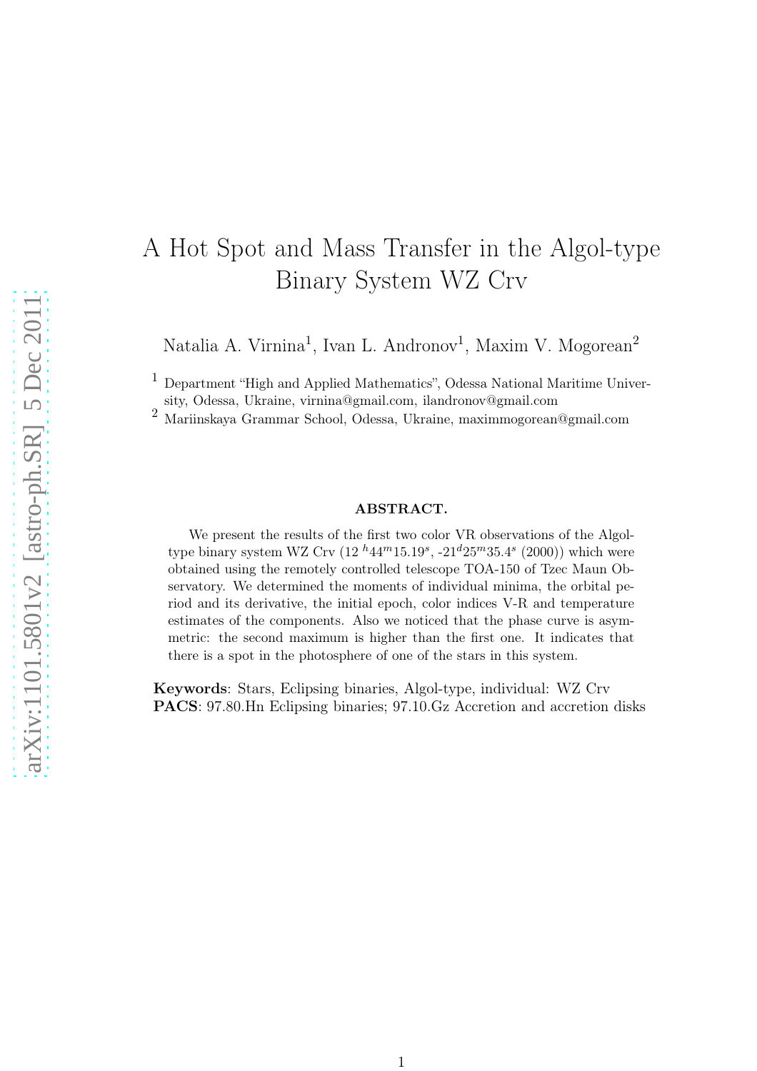# A Hot Spot and Mass Transfer in the Algol-type Binary System WZ Crv

Natalia A. Virnina[1], Ivan L. Andronov[1], Maxim V. Mogorean[2]

[1] Department "High and Applied Mathematics", Odessa National Maritime University, Odessa, Ukraine, virnina@gmail.com, ilandronov@gmail.com

[2] Mariinskaya Grammar School, Odessa, Ukraine, maximmogorean@gmail.com

**ABSTRACT.**

We present the results of the first two color VR observations of the Algol-type binary system WZ Crv ($12^h 44^m 15.19^s$, $-21^d 25^m 35.4^s$ (2000)) which were obtained using the remotely controlled telescope TOA-150 of Tzec Maun Observatory. We determined the moments of individual minima, the orbital period and its derivative, the initial epoch, color indices V-R and temperature estimates of the components. Also we noticed that the phase curve is asymmetric: the second maximum is higher than the first one. It indicates that there is a spot in the photosphere of one of the stars in this system.

**Keywords**: Stars, Eclipsing binaries, Algol-type, individual: WZ Crv
**PACS**: 97.80.Hn Eclipsing binaries; 97.10.Gz Accretion and accretion disks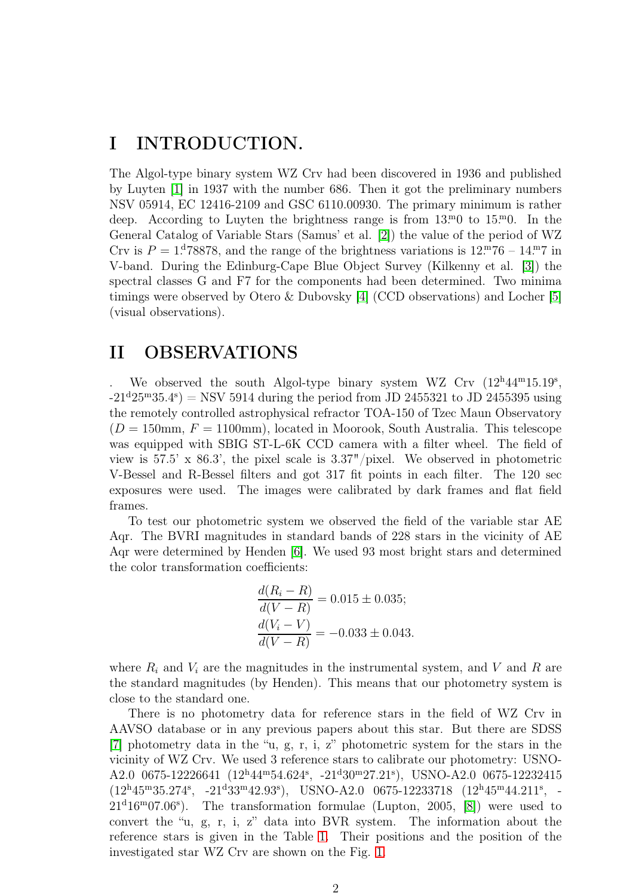# I INTRODUCTION.

The Algol-type binary system WZ Crv had been discovered in 1936 and published by Luyten [1] in 1937 with the number 686. Then it got the preliminary numbers NSV 05914, EC 12416-2109 and GSC 6110.00930. The primary minimum is rather deep. According to Luyten the brightness range is from $13^{\mathrm{m}}.0$ to $15^{\mathrm{m}}.0$. In the General Catalog of Variable Stars (Samus' et al. [2]) the value of the period of WZ Crv is $P = 1^{\mathrm{d}}.78878$, and the range of the brightness variations is $12^{\mathrm{m}}.76$ – $14^{\mathrm{m}}.7$ in V-band. During the Edinburg-Cape Blue Object Survey (Kilkenny et al. [3]) the spectral classes G and F7 for the components had been determined. Two minima timings were observed by Otero & Dubovsky [4] (CCD observations) and Locher [5] (visual observations).

# II OBSERVATIONS

. We observed the south Algol-type binary system WZ Crv ($12^{\mathrm{h}}44^{\mathrm{m}}15.19^{\mathrm{s}}$, $-21^{\mathrm{d}}25^{\mathrm{m}}35.4^{\mathrm{s}}$) = NSV 5914 during the period from JD 2455321 to JD 2455395 using the remotely controlled astrophysical refractor TOA-150 of Tzec Maun Observatory ($D$ = 150mm, $F$ = 1100mm), located in Moorook, South Australia. This telescope was equipped with SBIG ST-L-6K CCD camera with a filter wheel. The field of view is 57.5' x 86.3', the pixel scale is 3.37"/pixel. We observed in photometric V-Bessel and R-Bessel filters and got 317 fit points in each filter. The 120 sec exposures were used. The images were calibrated by dark frames and flat field frames.

To test our photometric system we observed the field of the variable star AE Aqr. The BVRI magnitudes in standard bands of 228 stars in the vicinity of AE Aqr were determined by Henden [6]. We used 93 most bright stars and determined the color transformation coefficients:

$$\frac{d(R_i - R)}{d(V - R)} = 0.015 \pm 0.035;$$
$$\frac{d(V_i - V)}{d(V - R)} = -0.033 \pm 0.043.$$

where $R_i$ and $V_i$ are the magnitudes in the instrumental system, and $V$ and $R$ are the standard magnitudes (by Henden). This means that our photometry system is close to the standard one.

There is no photometry data for reference stars in the field of WZ Crv in AAVSO database or in any previous papers about this star. But there are SDSS [7] photometry data in the "u, g, r, i, z" photometric system for the stars in the vicinity of WZ Crv. We used 3 reference stars to calibrate our photometry: USNO-A2.0 0675-12226641 ($12^{\mathrm{h}}44^{\mathrm{m}}54.624^{\mathrm{s}}$, $-21^{\mathrm{d}}30^{\mathrm{m}}27.21^{\mathrm{s}}$), USNO-A2.0 0675-12232415 ($12^{\mathrm{h}}45^{\mathrm{m}}35.274^{\mathrm{s}}$, $-21^{\mathrm{d}}33^{\mathrm{m}}42.93^{\mathrm{s}}$), USNO-A2.0 0675-12233718 ($12^{\mathrm{h}}45^{\mathrm{m}}44.211^{\mathrm{s}}$, $-21^{\mathrm{d}}16^{\mathrm{m}}07.06^{\mathrm{s}}$). The transformation formulae (Lupton, 2005, [8]) were used to convert the "u, g, r, i, z" data into BVR system. The information about the reference stars is given in the Table 1. Their positions and the position of the investigated star WZ Crv are shown on the Fig. 1.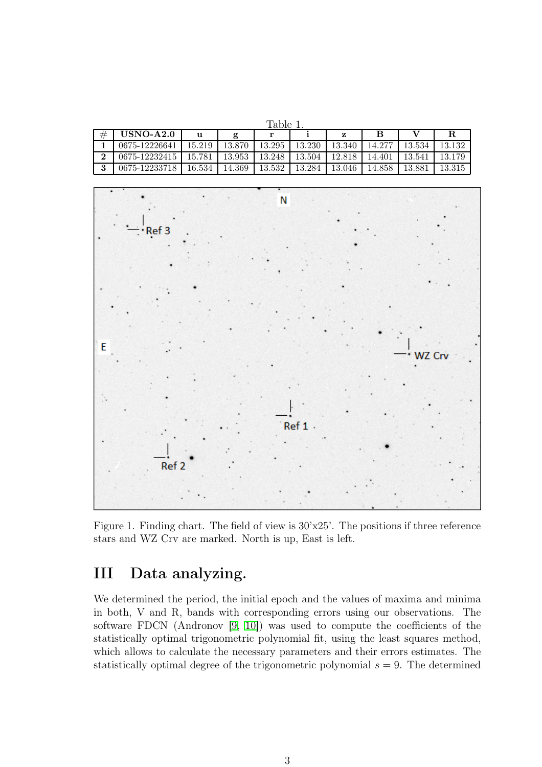Table 1.

| # | USNO-A2.0 | u | g | r | i | z | B | V | R |
|---|---|---|---|---|---|---|---|---|---|
| **1** | 0675-12226641 | 15.219 | 13.870 | 13.295 | 13.230 | 13.340 | 14.277 | 13.534 | 13.132 |
| **2** | 0675-12232415 | 15.781 | 13.953 | 13.248 | 13.504 | 12.818 | 14.401 | 13.541 | 13.179 |
| **3** | 0675-12233718 | 16.534 | 14.369 | 13.532 | 13.284 | 13.046 | 14.858 | 13.881 | 13.315 |

Figure 1. Finding chart. The field of view is 30'x25'. The positions if three reference stars and WZ Crv are marked. North is up, East is left.

# III Data analyzing.

We determined the period, the initial epoch and the values of maxima and minima in both, V and R, bands with corresponding errors using our observations. The software FDCN (Andronov [9, 10]) was used to compute the coefficients of the statistically optimal trigonometric polynomial fit, using the least squares method, which allows to calculate the necessary parameters and their errors estimates. The statistically optimal degree of the trigonometric polynomial $s = 9$. The determined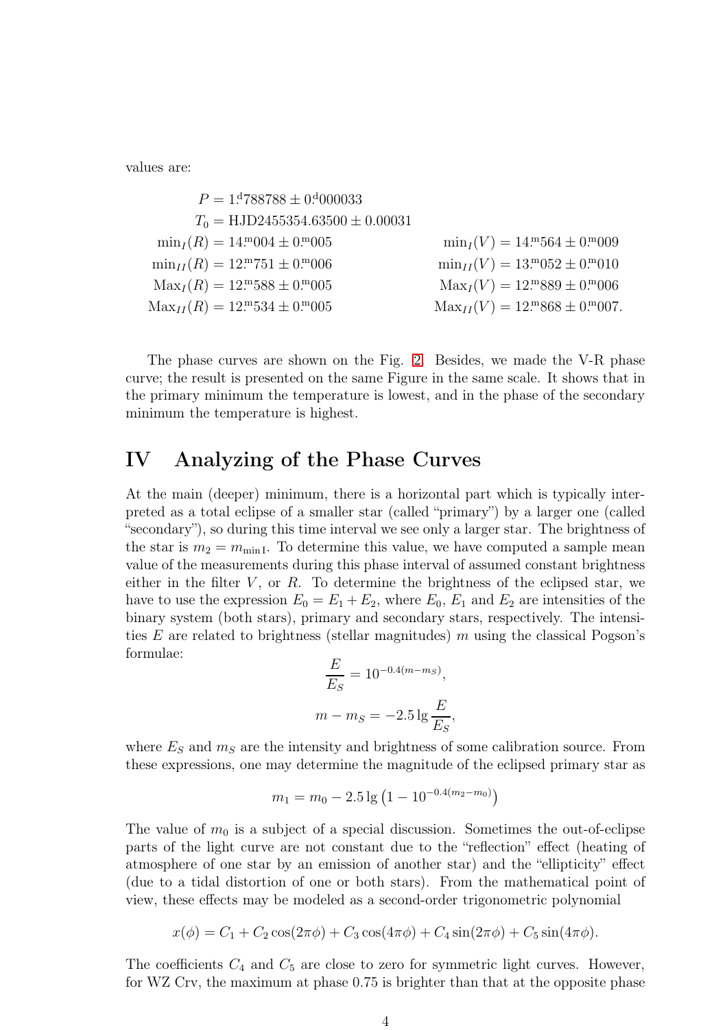values are:

$$P = 1^{\mathrm{d}}.788788 \pm 0^{\mathrm{d}}.000033$$
$$T_0 = \mathrm{HJD}2455354.63500 \pm 0.00031$$

$$\min_I(R) = 14^{\mathrm{m}}.004 \pm 0^{\mathrm{m}}.005 \qquad \min_I(V) = 14^{\mathrm{m}}.564 \pm 0^{\mathrm{m}}.009$$
$$\min_{II}(R) = 12^{\mathrm{m}}.751 \pm 0^{\mathrm{m}}.006 \qquad \min_{II}(V) = 13^{\mathrm{m}}.052 \pm 0^{\mathrm{m}}.010$$
$$\mathrm{Max}_I(R) = 12^{\mathrm{m}}.588 \pm 0^{\mathrm{m}}.005 \qquad \mathrm{Max}_I(V) = 12^{\mathrm{m}}.889 \pm 0^{\mathrm{m}}.006$$
$$\mathrm{Max}_{II}(R) = 12^{\mathrm{m}}.534 \pm 0^{\mathrm{m}}.005 \qquad \mathrm{Max}_{II}(V) = 12^{\mathrm{m}}.868 \pm 0^{\mathrm{m}}.007.$$

The phase curves are shown on the Fig. 2. Besides, we made the V-R phase curve; the result is presented on the same Figure in the same scale. It shows that in the primary minimum the temperature is lowest, and in the phase of the secondary minimum the temperature is highest.

## IV Analyzing of the Phase Curves

At the main (deeper) minimum, there is a horizontal part which is typically interpreted as a total eclipse of a smaller star (called "primary") by a larger one (called "secondary"), so during this time interval we see only a larger star. The brightness of the star is $m_2 = m_{\mathrm{min\,I}}$. To determine this value, we have computed a sample mean value of the measurements during this phase interval of assumed constant brightness either in the filter $V$, or $R$. To determine the brightness of the eclipsed star, we have to use the expression $E_0 = E_1 + E_2$, where $E_0$, $E_1$ and $E_2$ are intensities of the binary system (both stars), primary and secondary stars, respectively. The intensities $E$ are related to brightness (stellar magnitudes) $m$ using the classical Pogson's formulae:

$$\frac{E}{E_S} = 10^{-0.4(m-m_S)},$$

$$m - m_S = -2.5\lg\frac{E}{E_S},$$

where $E_S$ and $m_S$ are the intensity and brightness of some calibration source. From these expressions, one may determine the magnitude of the eclipsed primary star as

$$m_1 = m_0 - 2.5\lg\left(1 - 10^{-0.4(m_2-m_0)}\right)$$

The value of $m_0$ is a subject of a special discussion. Sometimes the out-of-eclipse parts of the light curve are not constant due to the "reflection" effect (heating of atmosphere of one star by an emission of another star) and the "ellipticity" effect (due to a tidal distortion of one or both stars). From the mathematical point of view, these effects may be modeled as a second-order trigonometric polynomial

$$x(\phi) = C_1 + C_2\cos(2\pi\phi) + C_3\cos(4\pi\phi) + C_4\sin(2\pi\phi) + C_5\sin(4\pi\phi).$$

The coefficients $C_4$ and $C_5$ are close to zero for symmetric light curves. However, for WZ Crv, the maximum at phase 0.75 is brighter than that at the opposite phase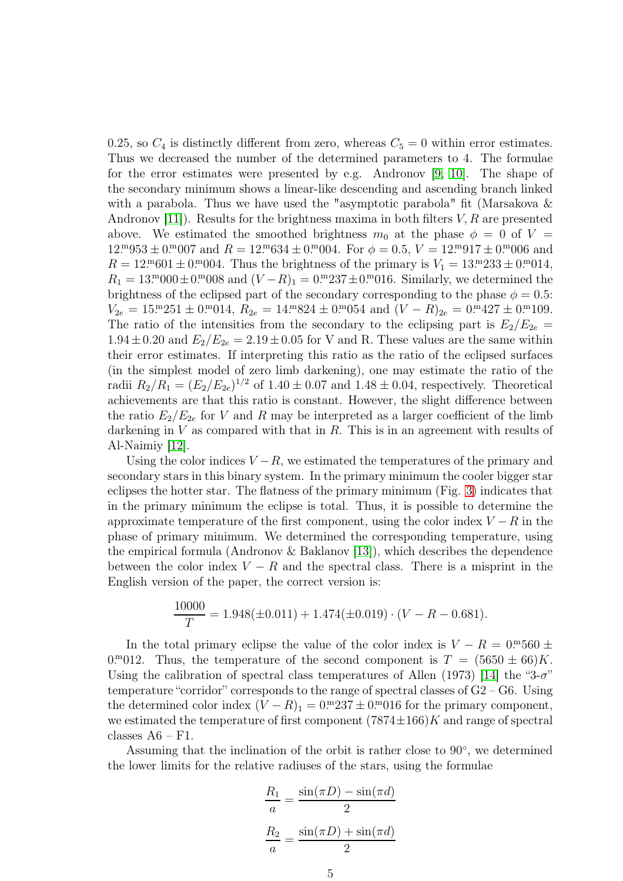0.25, so $C_4$ is distinctly different from zero, whereas $C_5 = 0$ within error estimates. Thus we decreased the number of the determined parameters to 4. The formulae for the error estimates were presented by e.g. Andronov [9, 10]. The shape of the secondary minimum shows a linear-like descending and ascending branch linked with a parabola. Thus we have used the "asymptotic parabola" fit (Marsakova & Andronov [11]). Results for the brightness maxima in both filters $V, R$ are presented above. We estimated the smoothed brightness $m_0$ at the phase $\phi = 0$ of $V = 12.^{\rm m}953 \pm 0.^{\rm m}007$ and $R = 12.^{\rm m}634 \pm 0.^{\rm m}004$. For $\phi = 0.5$, $V = 12.^{\rm m}917 \pm 0.^{\rm m}006$ and $R = 12.^{\rm m}601 \pm 0.^{\rm m}004$. Thus the brightness of the primary is $V_1 = 13.^{\rm m}233 \pm 0.^{\rm m}014$, $R_1 = 13.^{\rm m}000 \pm 0.^{\rm m}008$ and $(V - R)_1 = 0.^{\rm m}237 \pm 0.^{\rm m}016$. Similarly, we determined the brightness of the eclipsed part of the secondary corresponding to the phase $\phi = 0.5$: $V_{2e} = 15.^{\rm m}251 \pm 0.^{\rm m}014$, $R_{2e} = 14.^{\rm m}824 \pm 0.^{\rm m}054$ and $(V - R)_{2e} = 0.^{\rm m}427 \pm 0.^{\rm m}109$. The ratio of the intensities from the secondary to the eclipsing part is $E_2/E_{2e} = 1.94 \pm 0.20$ and $E_2/E_{2e} = 2.19 \pm 0.05$ for V and R. These values are the same within their error estimates. If interpreting this ratio as the ratio of the eclipsed surfaces (in the simplest model of zero limb darkening), one may estimate the ratio of the radii $R_2/R_1 = (E_2/E_{2e})^{1/2}$ of $1.40 \pm 0.07$ and $1.48 \pm 0.04$, respectively. Theoretical achievements are that this ratio is constant. However, the slight difference between the ratio $E_2/E_{2e}$ for $V$ and $R$ may be interpreted as a larger coefficient of the limb darkening in $V$ as compared with that in $R$. This is in an agreement with results of Al-Naimiy [12].

Using the color indices $V - R$, we estimated the temperatures of the primary and secondary stars in this binary system. In the primary minimum the cooler bigger star eclipses the hotter star. The flatness of the primary minimum (Fig. 3) indicates that in the primary minimum the eclipse is total. Thus, it is possible to determine the approximate temperature of the first component, using the color index $V - R$ in the phase of primary minimum. We determined the corresponding temperature, using the empirical formula (Andronov & Baklanov [13]), which describes the dependence between the color index $V - R$ and the spectral class. There is a misprint in the English version of the paper, the correct version is:

$$\frac{10000}{T} = 1.948(\pm 0.011) + 1.474(\pm 0.019) \cdot (V - R - 0.681).$$

In the total primary eclipse the value of the color index is $V - R = 0.^{\rm m}560 \pm 0.^{\rm m}012$. Thus, the temperature of the second component is $T = (5650 \pm 66)K$. Using the calibration of spectral class temperatures of Allen (1973) [14] the "3-$\sigma$" temperature "corridor" corresponds to the range of spectral classes of G2 – G6. Using the determined color index $(V - R)_1 = 0.^{\rm m}237 \pm 0.^{\rm m}016$ for the primary component, we estimated the temperature of first component $(7874 \pm 166)K$ and range of spectral classes A6 – F1.

Assuming that the inclination of the orbit is rather close to $90^\circ$, we determined the lower limits for the relative radiuses of the stars, using the formulae

$$\frac{R_1}{a} = \frac{\sin(\pi D) - \sin(\pi d)}{2}$$

$$\frac{R_2}{a} = \frac{\sin(\pi D) + \sin(\pi d)}{2}$$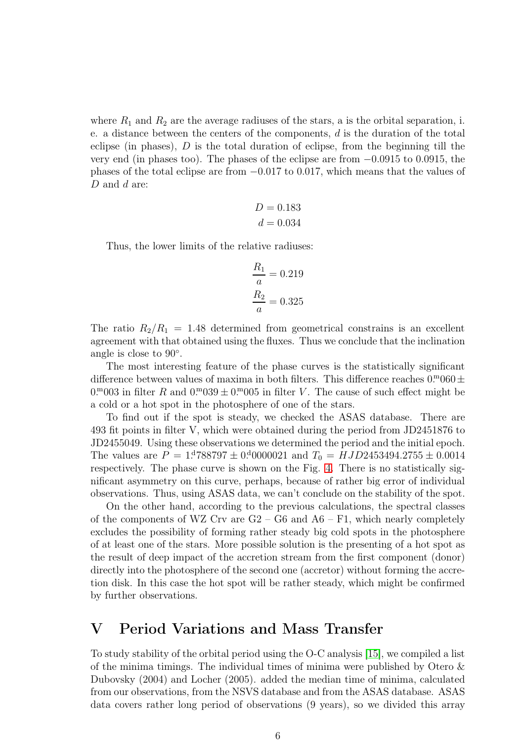where $R_1$ and $R_2$ are the average radiuses of the stars, a is the orbital separation, i. e. a distance between the centers of the components, $d$ is the duration of the total eclipse (in phases), $D$ is the total duration of eclipse, from the beginning till the very end (in phases too). The phases of the eclipse are from $-0.0915$ to $0.0915$, the phases of the total eclipse are from $-0.017$ to $0.017$, which means that the values of $D$ and $d$ are:

$$D = 0.183$$
$$d = 0.034$$

Thus, the lower limits of the relative radiuses:

$$\frac{R_1}{a} = 0.219$$
$$\frac{R_2}{a} = 0.325$$

The ratio $R_2/R_1 = 1.48$ determined from geometrical constrains is an excellent agreement with that obtained using the fluxes. Thus we conclude that the inclination angle is close to $90^\circ$.

The most interesting feature of the phase curves is the statistically significant difference between values of maxima in both filters. This difference reaches $0.^{m}060 \pm 0.^{m}003$ in filter $R$ and $0.^{m}039 \pm 0.^{m}005$ in filter $V$. The cause of such effect might be a cold or a hot spot in the photosphere of one of the stars.

To find out if the spot is steady, we checked the ASAS database. There are 493 fit points in filter V, which were obtained during the period from JD2451876 to JD2455049. Using these observations we determined the period and the initial epoch. The values are $P = 1.^{d}788797 \pm 0.^{d}0000021$ and $T_0 = HJD2453494.2755 \pm 0.0014$ respectively. The phase curve is shown on the Fig. 4. There is no statistically significant asymmetry on this curve, perhaps, because of rather big error of individual observations. Thus, using ASAS data, we can't conclude on the stability of the spot.

On the other hand, according to the previous calculations, the spectral classes of the components of WZ Crv are G2 – G6 and A6 – F1, which nearly completely excludes the possibility of forming rather steady big cold spots in the photosphere of at least one of the stars. More possible solution is the presenting of a hot spot as the result of deep impact of the accretion stream from the first component (donor) directly into the photosphere of the second one (accretor) without forming the accretion disk. In this case the hot spot will be rather steady, which might be confirmed by further observations.

# V Period Variations and Mass Transfer

To study stability of the orbital period using the O-C analysis [15], we compiled a list of the minima timings. The individual times of minima were published by Otero & Dubovsky (2004) and Locher (2005). added the median time of minima, calculated from our observations, from the NSVS database and from the ASAS database. ASAS data covers rather long period of observations (9 years), so we divided this array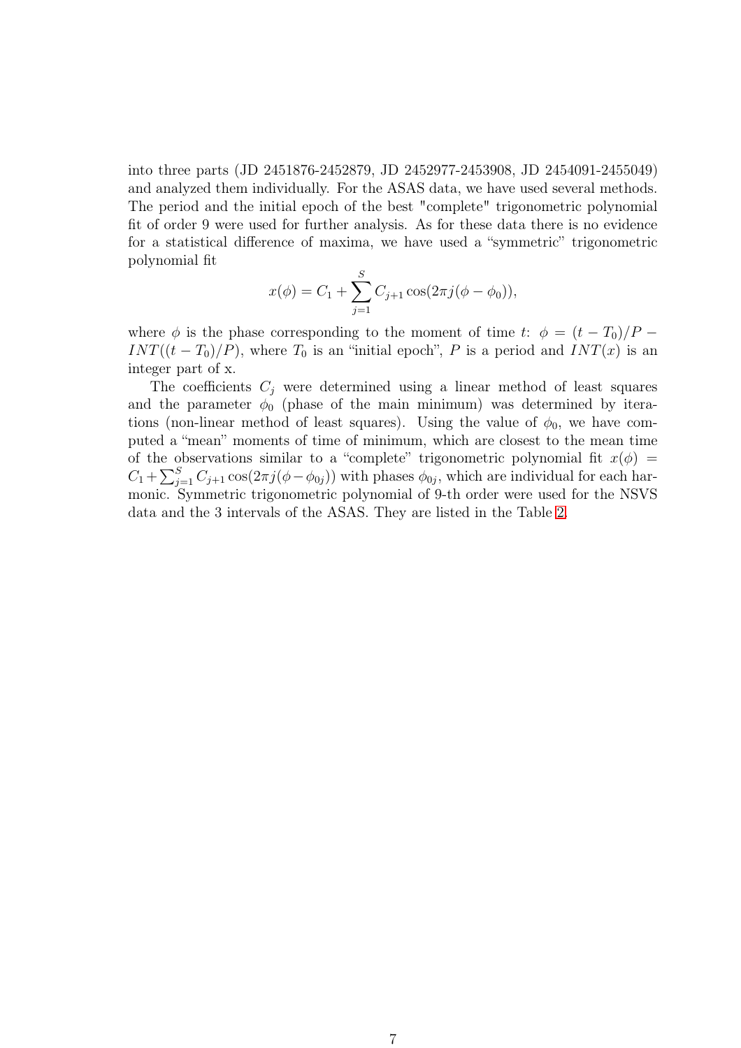into three parts (JD 2451876-2452879, JD 2452977-2453908, JD 2454091-2455049) and analyzed them individually. For the ASAS data, we have used several methods. The period and the initial epoch of the best "complete" trigonometric polynomial fit of order 9 were used for further analysis. As for these data there is no evidence for a statistical difference of maxima, we have used a “symmetric” trigonometric polynomial fit

$$x(\phi) = C_1 + \sum_{j=1}^{S} C_{j+1} \cos(2\pi j(\phi - \phi_0)),$$

where $\phi$ is the phase corresponding to the moment of time $t$: $\phi = (t - T_0)/P - INT((t - T_0)/P)$, where $T_0$ is an “initial epoch”, $P$ is a period and $INT(x)$ is an integer part of x.

The coefficients $C_j$ were determined using a linear method of least squares and the parameter $\phi_0$ (phase of the main minimum) was determined by iterations (non-linear method of least squares). Using the value of $\phi_0$, we have computed a “mean” moments of time of minimum, which are closest to the mean time of the observations similar to a “complete” trigonometric polynomial fit $x(\phi) = C_1 + \sum_{j=1}^{S} C_{j+1} \cos(2\pi j(\phi - \phi_{0j}))$ with phases $\phi_{0j}$, which are individual for each harmonic. Symmetric trigonometric polynomial of 9-th order were used for the NSVS data and the 3 intervals of the ASAS. They are listed in the Table 2.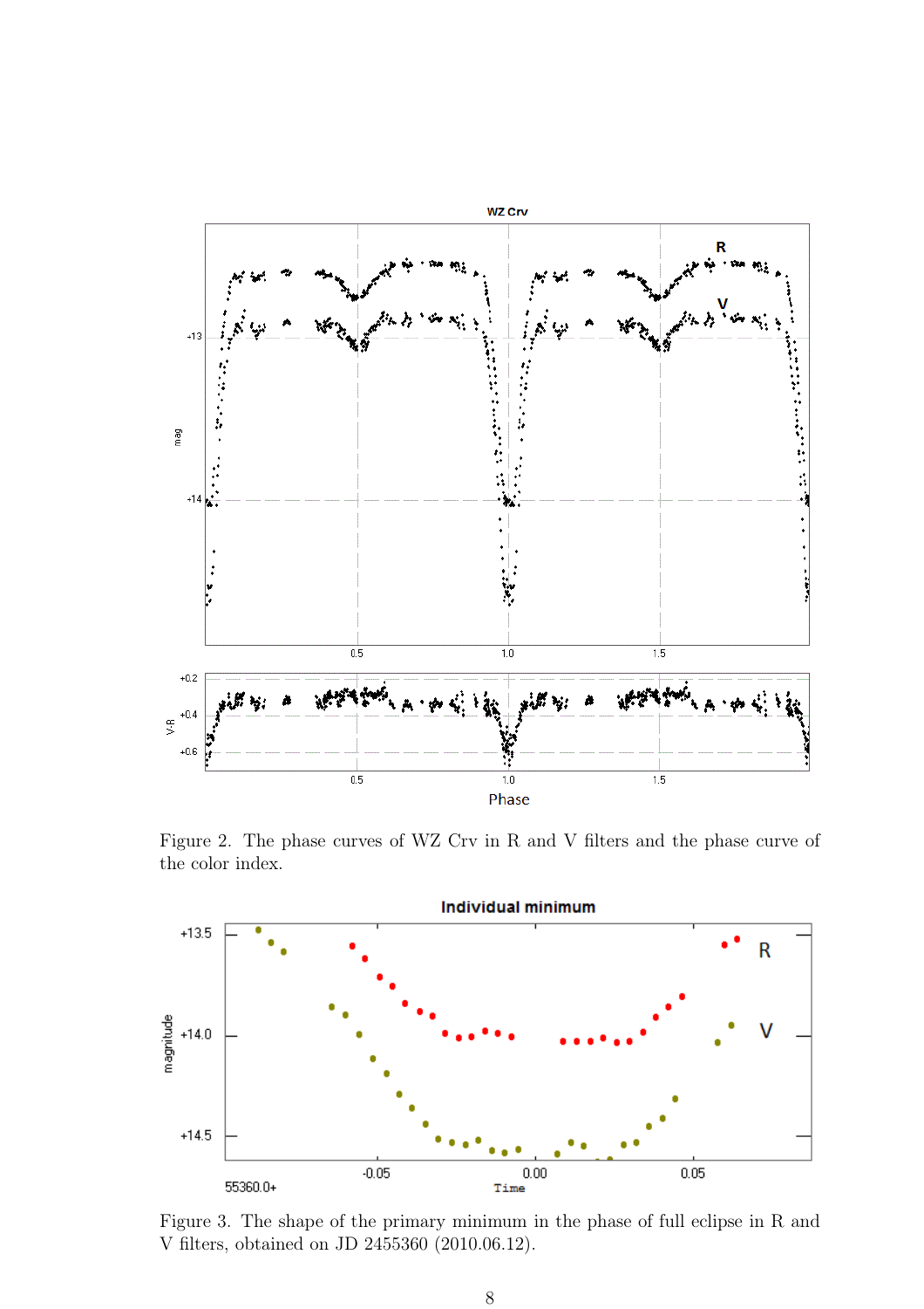Figure 2. The phase curves of WZ Crv in R and V filters and the phase curve of the color index.

Figure 3. The shape of the primary minimum in the phase of full eclipse in R and V filters, obtained on JD 2455360 (2010.06.12).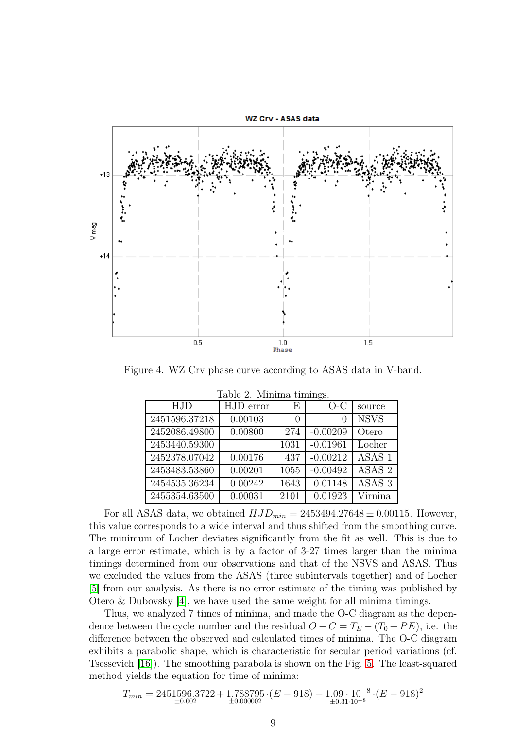Figure 4. WZ Crv phase curve according to ASAS data in V-band.

Table 2. Minima timings.

| HJD | HJD error | E | O-C | source |
|---|---|---|---|---|
| 2451596.37218 | 0.00103 | 0 | 0 | NSVS |
| 2452086.49800 | 0.00800 | 274 | -0.00209 | Otero |
| 2453440.59300 | | 1031 | -0.01961 | Locher |
| 2452378.07042 | 0.00176 | 437 | -0.00212 | ASAS 1 |
| 2453483.53860 | 0.00201 | 1055 | -0.00492 | ASAS 2 |
| 2454535.36234 | 0.00242 | 1643 | 0.01148 | ASAS 3 |
| 2455354.63500 | 0.00031 | 2101 | 0.01923 | Virnina |

For all ASAS data, we obtained $HJD_{min} = 2453494.27648 \pm 0.00115$. However, this value corresponds to a wide interval and thus shifted from the smoothing curve. The minimum of Locher deviates significantly from the fit as well. This is due to a large error estimate, which is by a factor of 3-27 times larger than the minima timings determined from our observations and that of the NSVS and ASAS. Thus we excluded the values from the ASAS (three subintervals together) and of Locher [5] from our analysis. As there is no error estimate of the timing was published by Otero & Dubovsky [4], we have used the same weight for all minima timings.

Thus, we analyzed 7 times of minima, and made the O-C diagram as the dependence between the cycle number and the residual $O - C = T_E - (T_0 + PE)$, i.e. the difference between the observed and calculated times of minima. The O-C diagram exhibits a parabolic shape, which is characteristic for secular period variations (cf. Tsessevich [16]). The smoothing parabola is shown on the Fig. 5. The least-squared method yields the equation for time of minima:

$$T_{min} = \underset{\pm 0.002}{2451596.3722} + \underset{\pm 0.000002}{1.788795} \cdot (E - 918) + \underset{\pm 0.31 \cdot 10^{-8}}{1.09 \cdot 10^{-8}} \cdot (E - 918)^2$$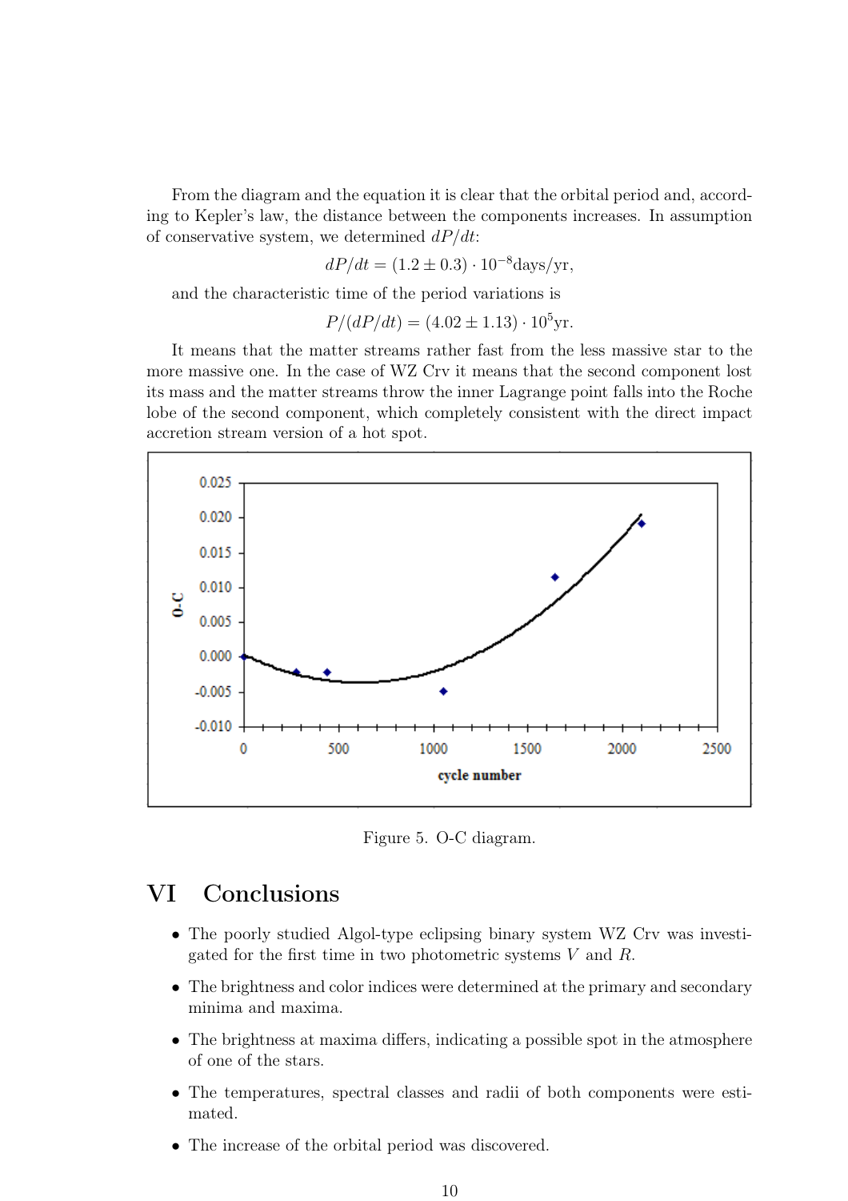From the diagram and the equation it is clear that the orbital period and, according to Kepler's law, the distance between the components increases. In assumption of conservative system, we determined $dP/dt$:

$$dP/dt = (1.2 \pm 0.3) \cdot 10^{-8} \text{days/yr},$$

and the characteristic time of the period variations is

$$P/(dP/dt) = (4.02 \pm 1.13) \cdot 10^{5} \text{yr}.$$

It means that the matter streams rather fast from the less massive star to the more massive one. In the case of WZ Crv it means that the second component lost its mass and the matter streams throw the inner Lagrange point falls into the Roche lobe of the second component, which completely consistent with the direct impact accretion stream version of a hot spot.

Figure 5. O-C diagram.

# VI Conclusions

- The poorly studied Algol-type eclipsing binary system WZ Crv was investigated for the first time in two photometric systems $V$ and $R$.
- The brightness and color indices were determined at the primary and secondary minima and maxima.
- The brightness at maxima differs, indicating a possible spot in the atmosphere of one of the stars.
- The temperatures, spectral classes and radii of both components were estimated.
- The increase of the orbital period was discovered.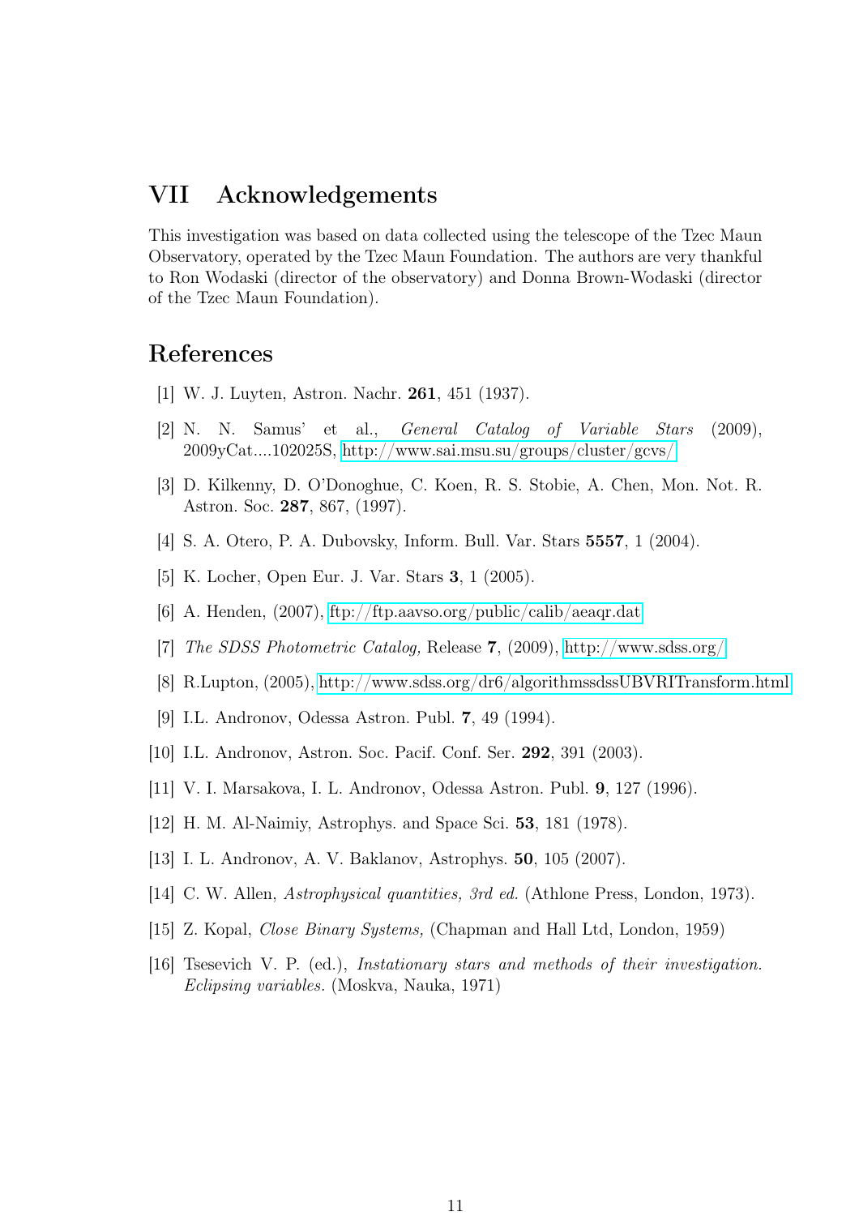## VII Acknowledgements

This investigation was based on data collected using the telescope of the Tzec Maun Observatory, operated by the Tzec Maun Foundation. The authors are very thankful to Ron Wodaski (director of the observatory) and Donna Brown-Wodaski (director of the Tzec Maun Foundation).

## References

[1] W. J. Luyten, Astron. Nachr. **261**, 451 (1937).

[2] N. N. Samus' et al., *General Catalog of Variable Stars* (2009), 2009yCat....102025S, http://www.sai.msu.su/groups/cluster/gcvs/

[3] D. Kilkenny, D. O'Donoghue, C. Koen, R. S. Stobie, A. Chen, Mon. Not. R. Astron. Soc. **287**, 867, (1997).

[4] S. A. Otero, P. A. Dubovsky, Inform. Bull. Var. Stars **5557**, 1 (2004).

[5] K. Locher, Open Eur. J. Var. Stars **3**, 1 (2005).

[6] A. Henden, (2007), ftp://ftp.aavso.org/public/calib/aeaqr.dat

[7] *The SDSS Photometric Catalog,* Release **7**, (2009), http://www.sdss.org/

[8] R.Lupton, (2005), http://www.sdss.org/dr6/algorithmssdssUBVRITransform.html

[9] I.L. Andronov, Odessa Astron. Publ. **7**, 49 (1994).

[10] I.L. Andronov, Astron. Soc. Pacif. Conf. Ser. **292**, 391 (2003).

[11] V. I. Marsakova, I. L. Andronov, Odessa Astron. Publ. **9**, 127 (1996).

[12] H. M. Al-Naimiy, Astrophys. and Space Sci. **53**, 181 (1978).

[13] I. L. Andronov, A. V. Baklanov, Astrophys. **50**, 105 (2007).

[14] C. W. Allen, *Astrophysical quantities, 3rd ed.* (Athlone Press, London, 1973).

[15] Z. Kopal, *Close Binary Systems,* (Chapman and Hall Ltd, London, 1959)

[16] Tsesevich V. P. (ed.), *Instationary stars and methods of their investigation. Eclipsing variables.* (Moskva, Nauka, 1971)